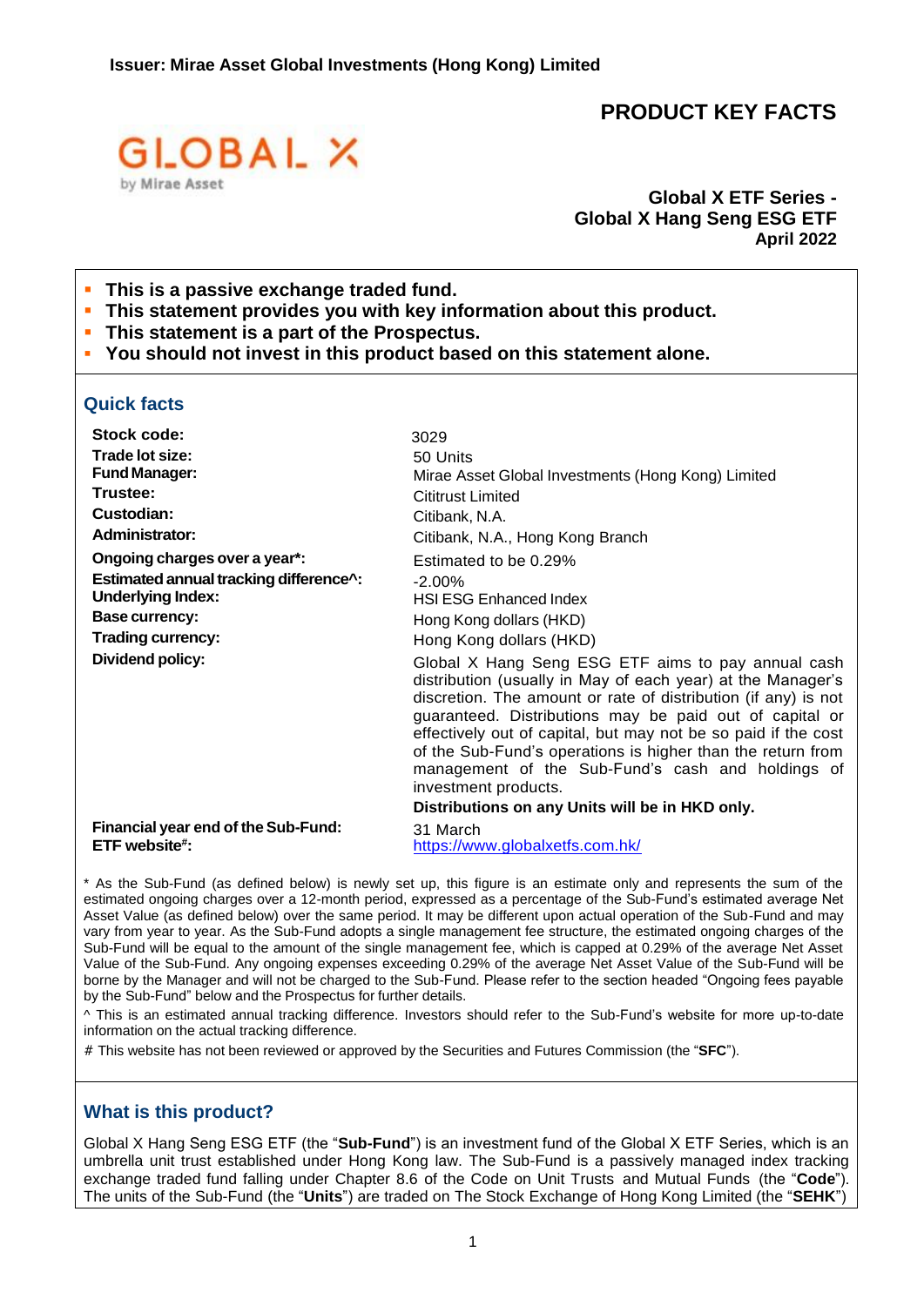Issuer: Mirae Asset Global Investments (Hong Kong) Limited

# PRODUCT KEY FACTS

GLOBAL X by Mirae Asset

**Global X ETF Series -**
**Global X Hang Seng ESG ETF**
**April 2022**

- **This is a passive exchange traded fund.**
- **This statement provides you with key information about this product.**
- **This statement is a part of the Prospectus.**
- **You should not invest in this product based on this statement alone.**

## Quick facts

| | |
|---|---|
| **Stock code:** | 3029 |
| **Trade lot size:** | 50 Units |
| **Fund Manager:** | Mirae Asset Global Investments (Hong Kong) Limited |
| **Trustee:** | Cititrust Limited |
| **Custodian:** | Citibank, N.A. |
| **Administrator:** | Citibank, N.A., Hong Kong Branch |
| **Ongoing charges over a year*:** | Estimated to be 0.29% |
| **Estimated annual tracking difference^:** | -2.00% |
| **Underlying Index:** | HSI ESG Enhanced Index |
| **Base currency:** | Hong Kong dollars (HKD) |
| **Trading currency:** | Hong Kong dollars (HKD) |
| **Dividend policy:** | Global X Hang Seng ESG ETF aims to pay annual cash distribution (usually in May of each year) at the Manager's discretion. The amount or rate of distribution (if any) is not guaranteed. Distributions may be paid out of capital or effectively out of capital, but may not be so paid if the cost of the Sub-Fund's operations is higher than the return from management of the Sub-Fund's cash and holdings of investment products. **Distributions on any Units will be in HKD only.** |
| **Financial year end of the Sub-Fund:** | 31 March |
| **ETF website#:** | https://www.globalxetfs.com.hk/ |

\* As the Sub-Fund (as defined below) is newly set up, this figure is an estimate only and represents the sum of the estimated ongoing charges over a 12-month period, expressed as a percentage of the Sub-Fund's estimated average Net Asset Value (as defined below) over the same period. It may be different upon actual operation of the Sub-Fund and may vary from year to year. As the Sub-Fund adopts a single management fee structure, the estimated ongoing charges of the Sub-Fund will be equal to the amount of the single management fee, which is capped at 0.29% of the average Net Asset Value of the Sub-Fund. Any ongoing expenses exceeding 0.29% of the average Net Asset Value of the Sub-Fund will be borne by the Manager and will not be charged to the Sub-Fund. Please refer to the section headed "Ongoing fees payable by the Sub-Fund" below and the Prospectus for further details.

^ This is an estimated annual tracking difference. Investors should refer to the Sub-Fund's website for more up-to-date information on the actual tracking difference.

# This website has not been reviewed or approved by the Securities and Futures Commission (the "**SFC**").

## What is this product?

Global X Hang Seng ESG ETF (the "**Sub-Fund**") is an investment fund of the Global X ETF Series, which is an umbrella unit trust established under Hong Kong law. The Sub-Fund is a passively managed index tracking exchange traded fund falling under Chapter 8.6 of the Code on Unit Trusts and Mutual Funds (the "**Code**"). The units of the Sub-Fund (the "**Units**") are traded on The Stock Exchange of Hong Kong Limited (the "**SEHK**")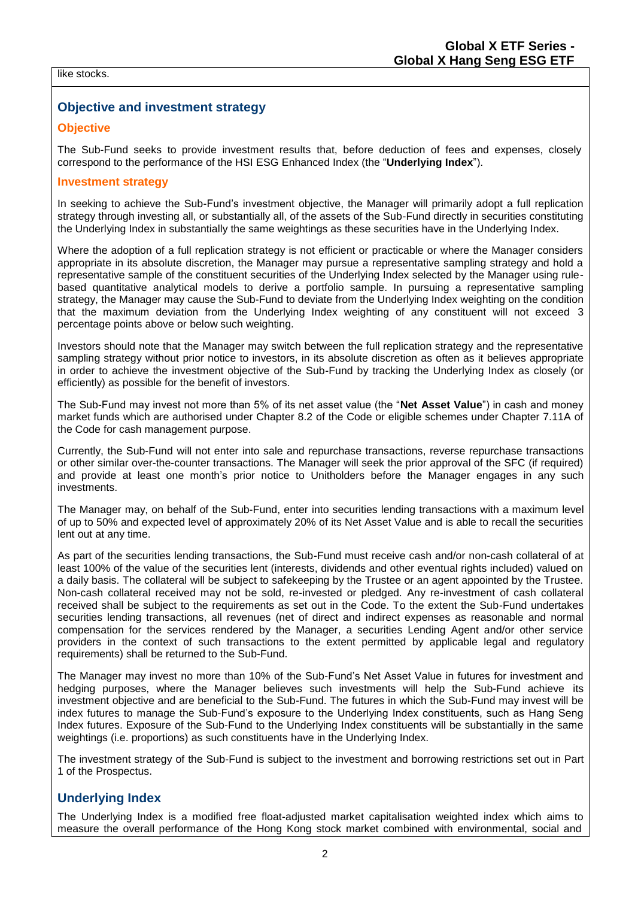like stocks.

## Objective and investment strategy

### Objective

The Sub-Fund seeks to provide investment results that, before deduction of fees and expenses, closely correspond to the performance of the HSI ESG Enhanced Index (the "**Underlying Index**").

### Investment strategy

In seeking to achieve the Sub-Fund's investment objective, the Manager will primarily adopt a full replication strategy through investing all, or substantially all, of the assets of the Sub-Fund directly in securities constituting the Underlying Index in substantially the same weightings as these securities have in the Underlying Index.

Where the adoption of a full replication strategy is not efficient or practicable or where the Manager considers appropriate in its absolute discretion, the Manager may pursue a representative sampling strategy and hold a representative sample of the constituent securities of the Underlying Index selected by the Manager using rule-based quantitative analytical models to derive a portfolio sample. In pursuing a representative sampling strategy, the Manager may cause the Sub-Fund to deviate from the Underlying Index weighting on the condition that the maximum deviation from the Underlying Index weighting of any constituent will not exceed 3 percentage points above or below such weighting.

Investors should note that the Manager may switch between the full replication strategy and the representative sampling strategy without prior notice to investors, in its absolute discretion as often as it believes appropriate in order to achieve the investment objective of the Sub-Fund by tracking the Underlying Index as closely (or efficiently) as possible for the benefit of investors.

The Sub-Fund may invest not more than 5% of its net asset value (the "**Net Asset Value**") in cash and money market funds which are authorised under Chapter 8.2 of the Code or eligible schemes under Chapter 7.11A of the Code for cash management purpose.

Currently, the Sub-Fund will not enter into sale and repurchase transactions, reverse repurchase transactions or other similar over-the-counter transactions. The Manager will seek the prior approval of the SFC (if required) and provide at least one month's prior notice to Unitholders before the Manager engages in any such investments.

The Manager may, on behalf of the Sub-Fund, enter into securities lending transactions with a maximum level of up to 50% and expected level of approximately 20% of its Net Asset Value and is able to recall the securities lent out at any time.

As part of the securities lending transactions, the Sub-Fund must receive cash and/or non-cash collateral of at least 100% of the value of the securities lent (interests, dividends and other eventual rights included) valued on a daily basis. The collateral will be subject to safekeeping by the Trustee or an agent appointed by the Trustee. Non-cash collateral received may not be sold, re-invested or pledged. Any re-investment of cash collateral received shall be subject to the requirements as set out in the Code. To the extent the Sub-Fund undertakes securities lending transactions, all revenues (net of direct and indirect expenses as reasonable and normal compensation for the services rendered by the Manager, a securities Lending Agent and/or other service providers in the context of such transactions to the extent permitted by applicable legal and regulatory requirements) shall be returned to the Sub-Fund.

The Manager may invest no more than 10% of the Sub-Fund's Net Asset Value in futures for investment and hedging purposes, where the Manager believes such investments will help the Sub-Fund achieve its investment objective and are beneficial to the Sub-Fund. The futures in which the Sub-Fund may invest will be index futures to manage the Sub-Fund's exposure to the Underlying Index constituents, such as Hang Seng Index futures. Exposure of the Sub-Fund to the Underlying Index constituents will be substantially in the same weightings (i.e. proportions) as such constituents have in the Underlying Index.

The investment strategy of the Sub-Fund is subject to the investment and borrowing restrictions set out in Part 1 of the Prospectus.

## Underlying Index

The Underlying Index is a modified free float-adjusted market capitalisation weighted index which aims to measure the overall performance of the Hong Kong stock market combined with environmental, social and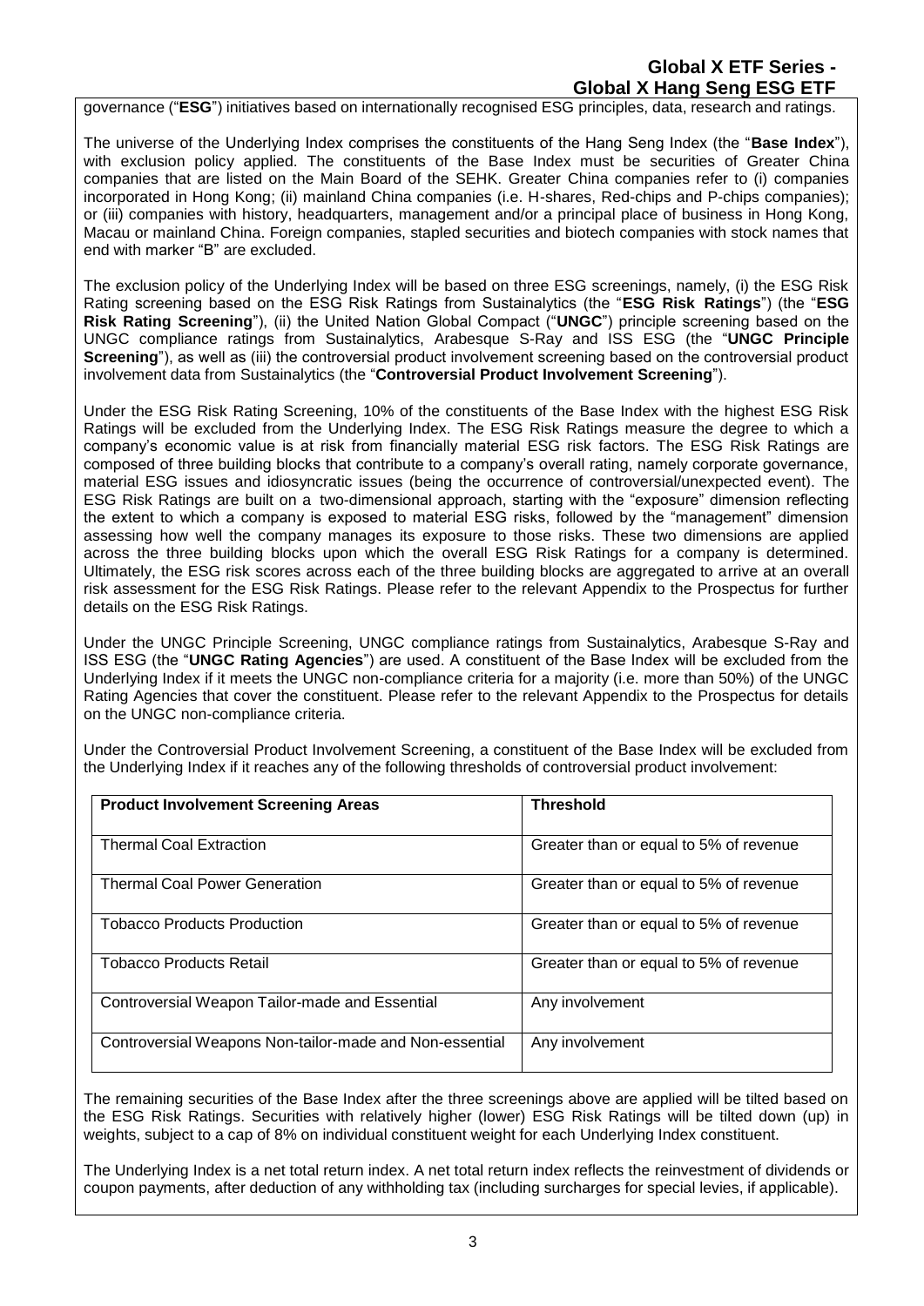governance ("**ESG**") initiatives based on internationally recognised ESG principles, data, research and ratings.

The universe of the Underlying Index comprises the constituents of the Hang Seng Index (the "**Base Index**"), with exclusion policy applied. The constituents of the Base Index must be securities of Greater China companies that are listed on the Main Board of the SEHK. Greater China companies refer to (i) companies incorporated in Hong Kong; (ii) mainland China companies (i.e. H-shares, Red-chips and P-chips companies); or (iii) companies with history, headquarters, management and/or a principal place of business in Hong Kong, Macau or mainland China. Foreign companies, stapled securities and biotech companies with stock names that end with marker "B" are excluded.

The exclusion policy of the Underlying Index will be based on three ESG screenings, namely, (i) the ESG Risk Rating screening based on the ESG Risk Ratings from Sustainalytics (the "**ESG Risk Ratings**") (the "**ESG Risk Rating Screening**"), (ii) the United Nation Global Compact ("**UNGC**") principle screening based on the UNGC compliance ratings from Sustainalytics, Arabesque S-Ray and ISS ESG (the "**UNGC Principle Screening**"), as well as (iii) the controversial product involvement screening based on the controversial product involvement data from Sustainalytics (the "**Controversial Product Involvement Screening**").

Under the ESG Risk Rating Screening, 10% of the constituents of the Base Index with the highest ESG Risk Ratings will be excluded from the Underlying Index. The ESG Risk Ratings measure the degree to which a company's economic value is at risk from financially material ESG risk factors. The ESG Risk Ratings are composed of three building blocks that contribute to a company's overall rating, namely corporate governance, material ESG issues and idiosyncratic issues (being the occurrence of controversial/unexpected event). The ESG Risk Ratings are built on a two-dimensional approach, starting with the "exposure" dimension reflecting the extent to which a company is exposed to material ESG risks, followed by the "management" dimension assessing how well the company manages its exposure to those risks. These two dimensions are applied across the three building blocks upon which the overall ESG Risk Ratings for a company is determined. Ultimately, the ESG risk scores across each of the three building blocks are aggregated to arrive at an overall risk assessment for the ESG Risk Ratings. Please refer to the relevant Appendix to the Prospectus for further details on the ESG Risk Ratings.

Under the UNGC Principle Screening, UNGC compliance ratings from Sustainalytics, Arabesque S-Ray and ISS ESG (the "**UNGC Rating Agencies**") are used. A constituent of the Base Index will be excluded from the Underlying Index if it meets the UNGC non-compliance criteria for a majority (i.e. more than 50%) of the UNGC Rating Agencies that cover the constituent. Please refer to the relevant Appendix to the Prospectus for details on the UNGC non-compliance criteria.

Under the Controversial Product Involvement Screening, a constituent of the Base Index will be excluded from the Underlying Index if it reaches any of the following thresholds of controversial product involvement:

| **Product Involvement Screening Areas** | **Threshold** |
|---|---|
| Thermal Coal Extraction | Greater than or equal to 5% of revenue |
| Thermal Coal Power Generation | Greater than or equal to 5% of revenue |
| Tobacco Products Production | Greater than or equal to 5% of revenue |
| Tobacco Products Retail | Greater than or equal to 5% of revenue |
| Controversial Weapon Tailor-made and Essential | Any involvement |
| Controversial Weapons Non-tailor-made and Non-essential | Any involvement |

The remaining securities of the Base Index after the three screenings above are applied will be tilted based on the ESG Risk Ratings. Securities with relatively higher (lower) ESG Risk Ratings will be tilted down (up) in weights, subject to a cap of 8% on individual constituent weight for each Underlying Index constituent.

The Underlying Index is a net total return index. A net total return index reflects the reinvestment of dividends or coupon payments, after deduction of any withholding tax (including surcharges for special levies, if applicable).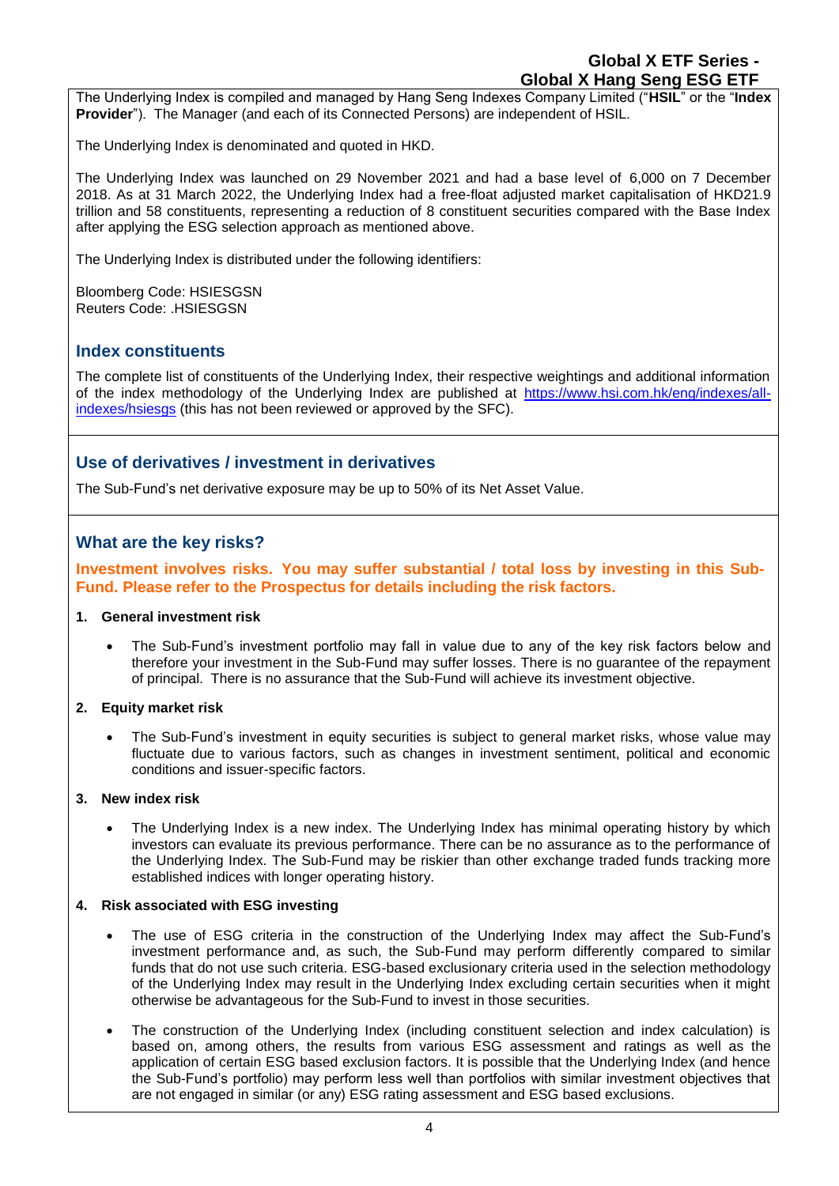The Underlying Index is compiled and managed by Hang Seng Indexes Company Limited ("**HSIL**" or the "**Index Provider**"). The Manager (and each of its Connected Persons) are independent of HSIL.

The Underlying Index is denominated and quoted in HKD.

The Underlying Index was launched on 29 November 2021 and had a base level of 6,000 on 7 December 2018. As at 31 March 2022, the Underlying Index had a free-float adjusted market capitalisation of HKD21.9 trillion and 58 constituents, representing a reduction of 8 constituent securities compared with the Base Index after applying the ESG selection approach as mentioned above.

The Underlying Index is distributed under the following identifiers:

Bloomberg Code: HSIESGSN
Reuters Code: .HSIESGSN

## Index constituents

The complete list of constituents of the Underlying Index, their respective weightings and additional information of the index methodology of the Underlying Index are published at https://www.hsi.com.hk/eng/indexes/all-indexes/hsiesgs (this has not been reviewed or approved by the SFC).

## Use of derivatives / investment in derivatives

The Sub-Fund's net derivative exposure may be up to 50% of its Net Asset Value.

## What are the key risks?

**Investment involves risks. You may suffer substantial / total loss by investing in this Sub-Fund. Please refer to the Prospectus for details including the risk factors.**

**1. General investment risk**

- The Sub-Fund's investment portfolio may fall in value due to any of the key risk factors below and therefore your investment in the Sub-Fund may suffer losses. There is no guarantee of the repayment of principal. There is no assurance that the Sub-Fund will achieve its investment objective.

**2. Equity market risk**

- The Sub-Fund's investment in equity securities is subject to general market risks, whose value may fluctuate due to various factors, such as changes in investment sentiment, political and economic conditions and issuer-specific factors.

**3. New index risk**

- The Underlying Index is a new index. The Underlying Index has minimal operating history by which investors can evaluate its previous performance. There can be no assurance as to the performance of the Underlying Index. The Sub-Fund may be riskier than other exchange traded funds tracking more established indices with longer operating history.

**4. Risk associated with ESG investing**

- The use of ESG criteria in the construction of the Underlying Index may affect the Sub-Fund's investment performance and, as such, the Sub-Fund may perform differently compared to similar funds that do not use such criteria. ESG-based exclusionary criteria used in the selection methodology of the Underlying Index may result in the Underlying Index excluding certain securities when it might otherwise be advantageous for the Sub-Fund to invest in those securities.
- The construction of the Underlying Index (including constituent selection and index calculation) is based on, among others, the results from various ESG assessment and ratings as well as the application of certain ESG based exclusion factors. It is possible that the Underlying Index (and hence the Sub-Fund's portfolio) may perform less well than portfolios with similar investment objectives that are not engaged in similar (or any) ESG rating assessment and ESG based exclusions.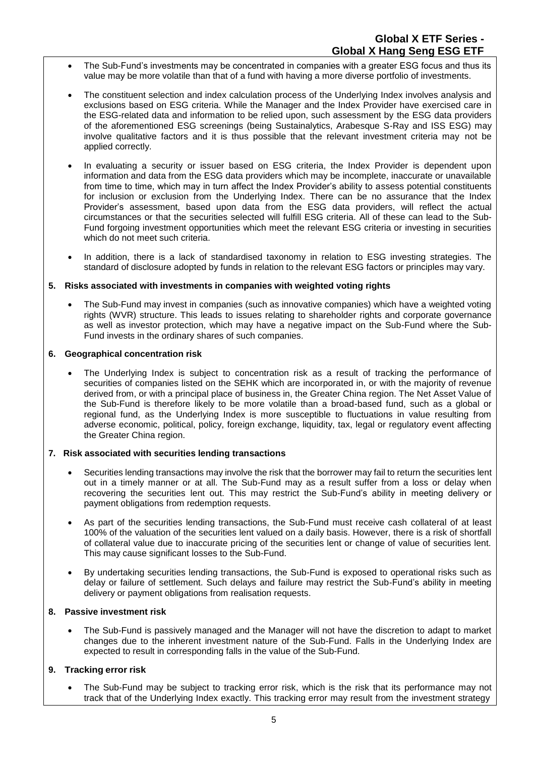- The Sub-Fund's investments may be concentrated in companies with a greater ESG focus and thus its value may be more volatile than that of a fund with having a more diverse portfolio of investments.
- The constituent selection and index calculation process of the Underlying Index involves analysis and exclusions based on ESG criteria. While the Manager and the Index Provider have exercised care in the ESG-related data and information to be relied upon, such assessment by the ESG data providers of the aforementioned ESG screenings (being Sustainalytics, Arabesque S-Ray and ISS ESG) may involve qualitative factors and it is thus possible that the relevant investment criteria may not be applied correctly.
- In evaluating a security or issuer based on ESG criteria, the Index Provider is dependent upon information and data from the ESG data providers which may be incomplete, inaccurate or unavailable from time to time, which may in turn affect the Index Provider's ability to assess potential constituents for inclusion or exclusion from the Underlying Index. There can be no assurance that the Index Provider's assessment, based upon data from the ESG data providers, will reflect the actual circumstances or that the securities selected will fulfill ESG criteria. All of these can lead to the Sub-Fund forgoing investment opportunities which meet the relevant ESG criteria or investing in securities which do not meet such criteria.
- In addition, there is a lack of standardised taxonomy in relation to ESG investing strategies. The standard of disclosure adopted by funds in relation to the relevant ESG factors or principles may vary.

**5. Risks associated with investments in companies with weighted voting rights**

- The Sub-Fund may invest in companies (such as innovative companies) which have a weighted voting rights (WVR) structure. This leads to issues relating to shareholder rights and corporate governance as well as investor protection, which may have a negative impact on the Sub-Fund where the Sub-Fund invests in the ordinary shares of such companies.

**6. Geographical concentration risk**

- The Underlying Index is subject to concentration risk as a result of tracking the performance of securities of companies listed on the SEHK which are incorporated in, or with the majority of revenue derived from, or with a principal place of business in, the Greater China region. The Net Asset Value of the Sub-Fund is therefore likely to be more volatile than a broad-based fund, such as a global or regional fund, as the Underlying Index is more susceptible to fluctuations in value resulting from adverse economic, political, policy, foreign exchange, liquidity, tax, legal or regulatory event affecting the Greater China region.

**7. Risk associated with securities lending transactions**

- Securities lending transactions may involve the risk that the borrower may fail to return the securities lent out in a timely manner or at all. The Sub-Fund may as a result suffer from a loss or delay when recovering the securities lent out. This may restrict the Sub-Fund's ability in meeting delivery or payment obligations from redemption requests.
- As part of the securities lending transactions, the Sub-Fund must receive cash collateral of at least 100% of the valuation of the securities lent valued on a daily basis. However, there is a risk of shortfall of collateral value due to inaccurate pricing of the securities lent or change of value of securities lent. This may cause significant losses to the Sub-Fund.
- By undertaking securities lending transactions, the Sub-Fund is exposed to operational risks such as delay or failure of settlement. Such delays and failure may restrict the Sub-Fund's ability in meeting delivery or payment obligations from realisation requests.

**8. Passive investment risk**

- The Sub-Fund is passively managed and the Manager will not have the discretion to adapt to market changes due to the inherent investment nature of the Sub-Fund. Falls in the Underlying Index are expected to result in corresponding falls in the value of the Sub-Fund.

**9. Tracking error risk**

- The Sub-Fund may be subject to tracking error risk, which is the risk that its performance may not track that of the Underlying Index exactly. This tracking error may result from the investment strategy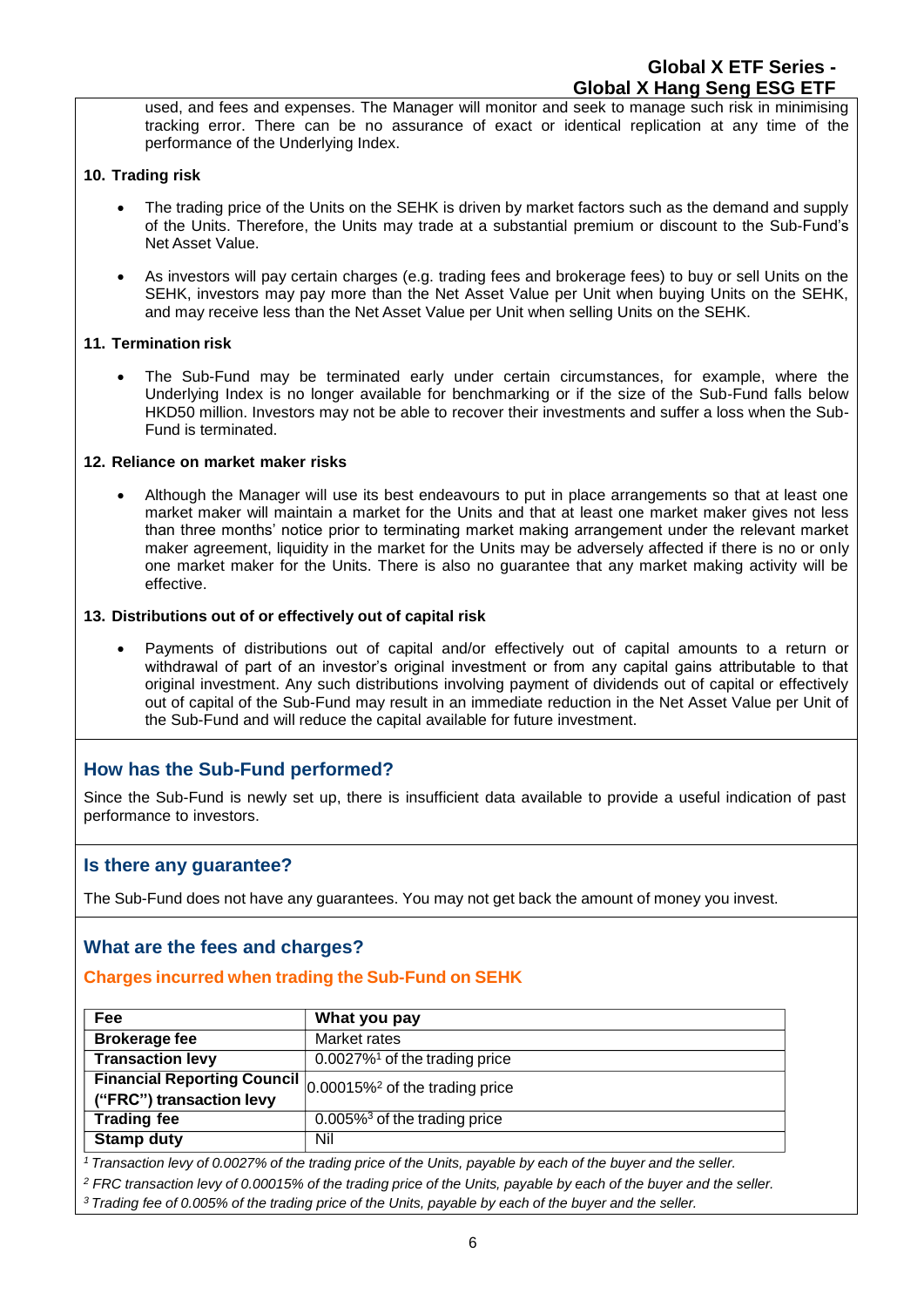used, and fees and expenses. The Manager will monitor and seek to manage such risk in minimising tracking error. There can be no assurance of exact or identical replication at any time of the performance of the Underlying Index.

**10. Trading risk**

- The trading price of the Units on the SEHK is driven by market factors such as the demand and supply of the Units. Therefore, the Units may trade at a substantial premium or discount to the Sub-Fund's Net Asset Value.
- As investors will pay certain charges (e.g. trading fees and brokerage fees) to buy or sell Units on the SEHK, investors may pay more than the Net Asset Value per Unit when buying Units on the SEHK, and may receive less than the Net Asset Value per Unit when selling Units on the SEHK.

**11. Termination risk**

- The Sub-Fund may be terminated early under certain circumstances, for example, where the Underlying Index is no longer available for benchmarking or if the size of the Sub-Fund falls below HKD50 million. Investors may not be able to recover their investments and suffer a loss when the Sub-Fund is terminated.

**12. Reliance on market maker risks**

- Although the Manager will use its best endeavours to put in place arrangements so that at least one market maker will maintain a market for the Units and that at least one market maker gives not less than three months' notice prior to terminating market making arrangement under the relevant market maker agreement, liquidity in the market for the Units may be adversely affected if there is no or only one market maker for the Units. There is also no guarantee that any market making activity will be effective.

**13. Distributions out of or effectively out of capital risk**

- Payments of distributions out of capital and/or effectively out of capital amounts to a return or withdrawal of part of an investor's original investment or from any capital gains attributable to that original investment. Any such distributions involving payment of dividends out of capital or effectively out of capital of the Sub-Fund may result in an immediate reduction in the Net Asset Value per Unit of the Sub-Fund and will reduce the capital available for future investment.

## How has the Sub-Fund performed?

Since the Sub-Fund is newly set up, there is insufficient data available to provide a useful indication of past performance to investors.

## Is there any guarantee?

The Sub-Fund does not have any guarantees. You may not get back the amount of money you invest.

## What are the fees and charges?

### Charges incurred when trading the Sub-Fund on SEHK

| Fee | What you pay |
|---|---|
| **Brokerage fee** | Market rates |
| **Transaction levy** | 0.0027%[1] of the trading price |
| **Financial Reporting Council ("FRC") transaction levy** | 0.00015%[2] of the trading price |
| **Trading fee** | 0.005%[3] of the trading price |
| **Stamp duty** | Nil |

*[1] Transaction levy of 0.0027% of the trading price of the Units, payable by each of the buyer and the seller.*

*[2] FRC transaction levy of 0.00015% of the trading price of the Units, payable by each of the buyer and the seller.*

*[3] Trading fee of 0.005% of the trading price of the Units, payable by each of the buyer and the seller.*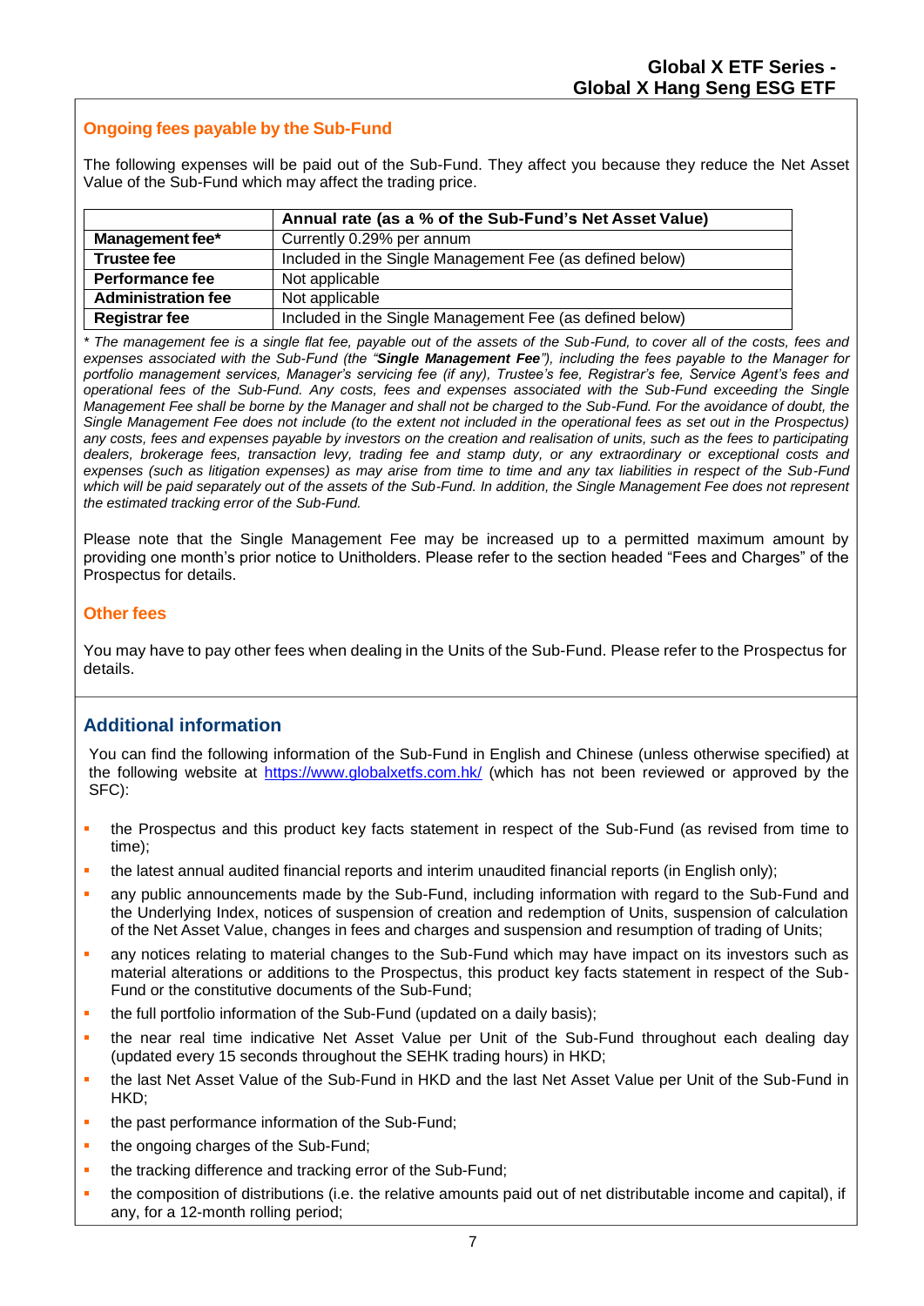### Ongoing fees payable by the Sub-Fund

The following expenses will be paid out of the Sub-Fund. They affect you because they reduce the Net Asset Value of the Sub-Fund which may affect the trading price.

| | Annual rate (as a % of the Sub-Fund's Net Asset Value) |
|---|---|
| **Management fee*** | Currently 0.29% per annum |
| **Trustee fee** | Included in the Single Management Fee (as defined below) |
| **Performance fee** | Not applicable |
| **Administration fee** | Not applicable |
| **Registrar fee** | Included in the Single Management Fee (as defined below) |

*\* The management fee is a single flat fee, payable out of the assets of the Sub-Fund, to cover all of the costs, fees and expenses associated with the Sub-Fund (the "**Single Management Fee**"), including the fees payable to the Manager for portfolio management services, Manager's servicing fee (if any), Trustee's fee, Registrar's fee, Service Agent's fees and operational fees of the Sub-Fund. Any costs, fees and expenses associated with the Sub-Fund exceeding the Single Management Fee shall be borne by the Manager and shall not be charged to the Sub-Fund. For the avoidance of doubt, the Single Management Fee does not include (to the extent not included in the operational fees as set out in the Prospectus) any costs, fees and expenses payable by investors on the creation and realisation of units, such as the fees to participating dealers, brokerage fees, transaction levy, trading fee and stamp duty, or any extraordinary or exceptional costs and expenses (such as litigation expenses) as may arise from time to time and any tax liabilities in respect of the Sub-Fund which will be paid separately out of the assets of the Sub-Fund. In addition, the Single Management Fee does not represent the estimated tracking error of the Sub-Fund.*

Please note that the Single Management Fee may be increased up to a permitted maximum amount by providing one month's prior notice to Unitholders. Please refer to the section headed "Fees and Charges" of the Prospectus for details.

### Other fees

You may have to pay other fees when dealing in the Units of the Sub-Fund. Please refer to the Prospectus for details.

## Additional information

You can find the following information of the Sub-Fund in English and Chinese (unless otherwise specified) at the following website at https://www.globalxetfs.com.hk/ (which has not been reviewed or approved by the SFC):

- the Prospectus and this product key facts statement in respect of the Sub-Fund (as revised from time to time);
- the latest annual audited financial reports and interim unaudited financial reports (in English only);
- any public announcements made by the Sub-Fund, including information with regard to the Sub-Fund and the Underlying Index, notices of suspension of creation and redemption of Units, suspension of calculation of the Net Asset Value, changes in fees and charges and suspension and resumption of trading of Units;
- any notices relating to material changes to the Sub-Fund which may have impact on its investors such as material alterations or additions to the Prospectus, this product key facts statement in respect of the Sub-Fund or the constitutive documents of the Sub-Fund;
- the full portfolio information of the Sub-Fund (updated on a daily basis);
- the near real time indicative Net Asset Value per Unit of the Sub-Fund throughout each dealing day (updated every 15 seconds throughout the SEHK trading hours) in HKD;
- the last Net Asset Value of the Sub-Fund in HKD and the last Net Asset Value per Unit of the Sub-Fund in HKD;
- the past performance information of the Sub-Fund;
- the ongoing charges of the Sub-Fund;
- the tracking difference and tracking error of the Sub-Fund;
- the composition of distributions (i.e. the relative amounts paid out of net distributable income and capital), if any, for a 12-month rolling period;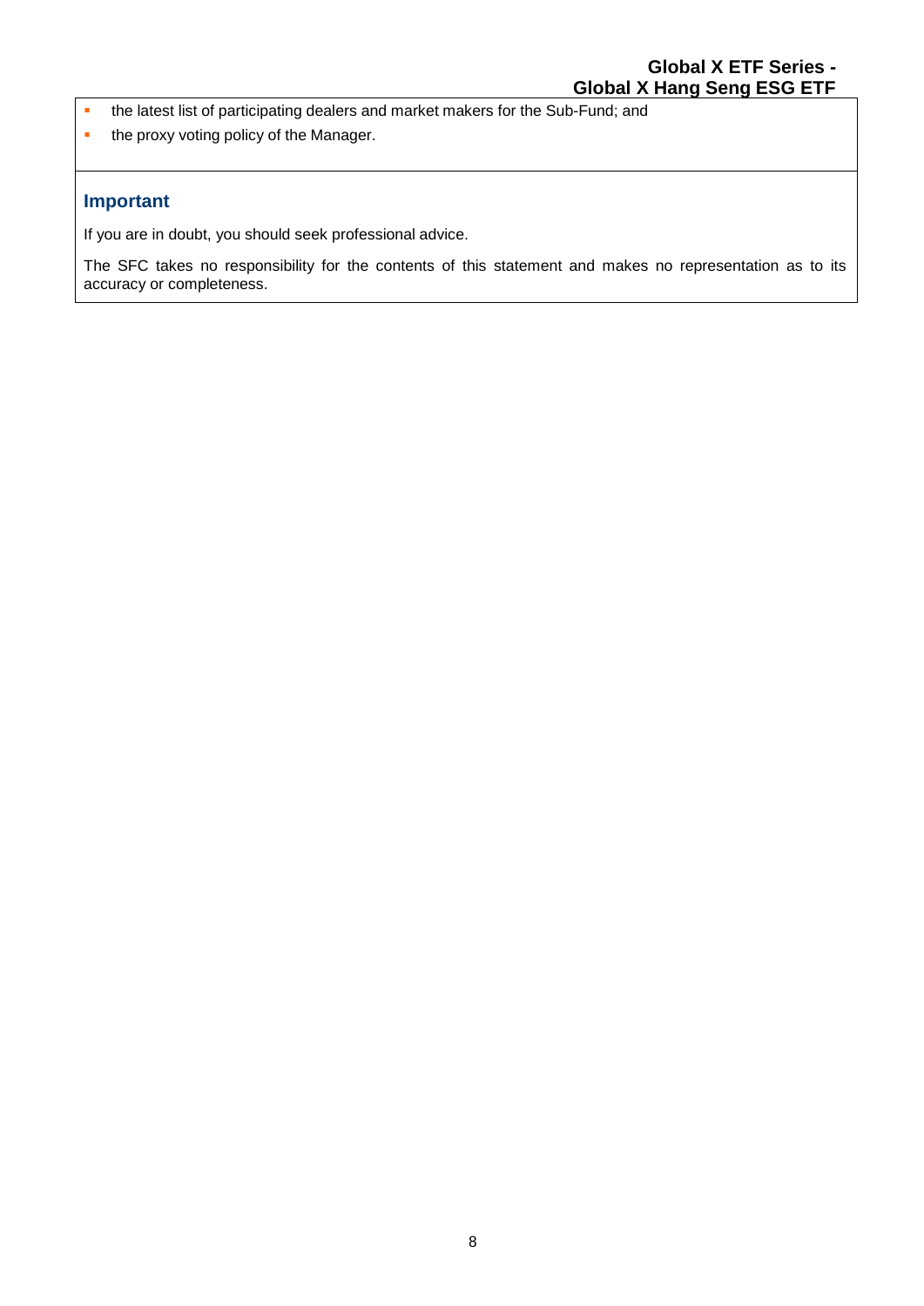- the latest list of participating dealers and market makers for the Sub-Fund; and
- the proxy voting policy of the Manager.

## Important

If you are in doubt, you should seek professional advice.

The SFC takes no responsibility for the contents of this statement and makes no representation as to its accuracy or completeness.